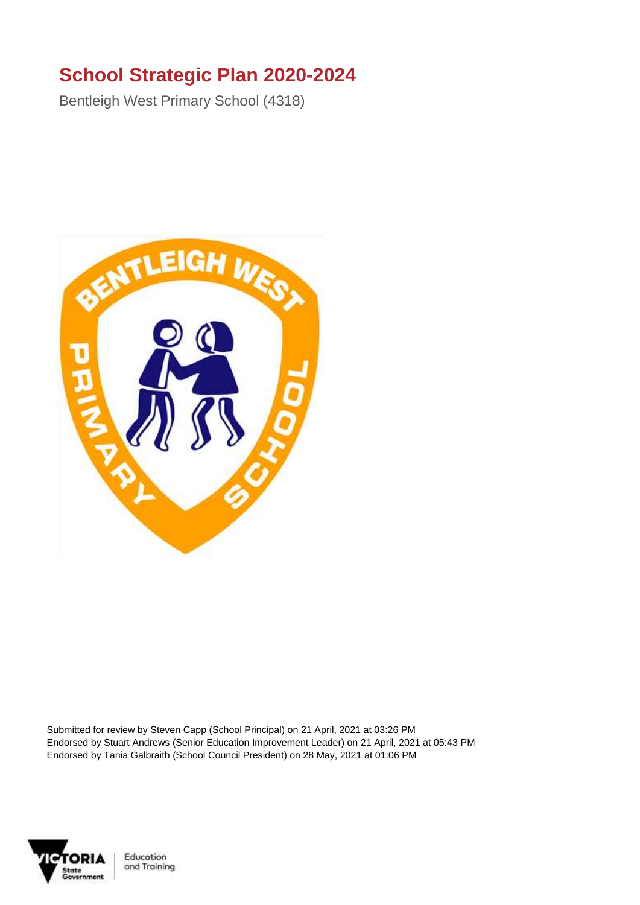# School Strategic Plan 2020-2024

Bentleigh West Primary School (4318)

Submitted for review by Steven Capp (School Principal) on 21 April, 2021 at 03:26 PM
Endorsed by Stuart Andrews (Senior Education Improvement Leader) on 21 April, 2021 at 05:43 PM
Endorsed by Tania Galbraith (School Council President) on 28 May, 2021 at 01:06 PM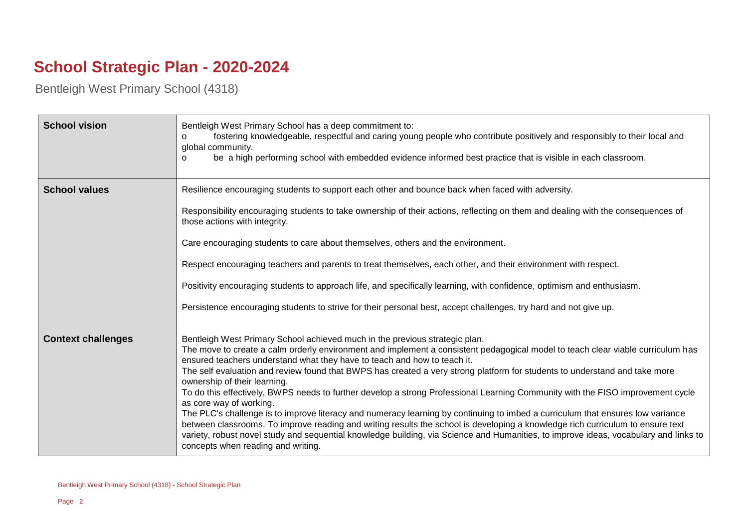# School Strategic Plan - 2020-2024

Bentleigh West Primary School (4318)

| | |
|---|---|
| **School vision** | Bentleigh West Primary School has a deep commitment to:<br>o fostering knowledgeable, respectful and caring young people who contribute positively and responsibly to their local and global community.<br>o be a high performing school with embedded evidence informed best practice that is visible in each classroom. |
| **School values** | Resilience encouraging students to support each other and bounce back when faced with adversity.<br><br>Responsibility encouraging students to take ownership of their actions, reflecting on them and dealing with the consequences of those actions with integrity.<br><br>Care encouraging students to care about themselves, others and the environment.<br><br>Respect encouraging teachers and parents to treat themselves, each other, and their environment with respect.<br><br>Positivity encouraging students to approach life, and specifically learning, with confidence, optimism and enthusiasm.<br><br>Persistence encouraging students to strive for their personal best, accept challenges, try hard and not give up. |
| **Context challenges** | Bentleigh West Primary School achieved much in the previous strategic plan.<br>The move to create a calm orderly environment and implement a consistent pedagogical model to teach clear viable curriculum has ensured teachers understand what they have to teach and how to teach it.<br>The self evaluation and review found that BWPS has created a very strong platform for students to understand and take more ownership of their learning.<br>To do this effectively, BWPS needs to further develop a strong Professional Learning Community with the FISO improvement cycle as core way of working.<br>The PLC's challenge is to improve literacy and numeracy learning by continuing to imbed a curriculum that ensures low variance between classrooms. To improve reading and writing results the school is developing a knowledge rich curriculum to ensure text variety, robust novel study and sequential knowledge building, via Science and Humanities, to improve ideas, vocabulary and links to concepts when reading and writing. |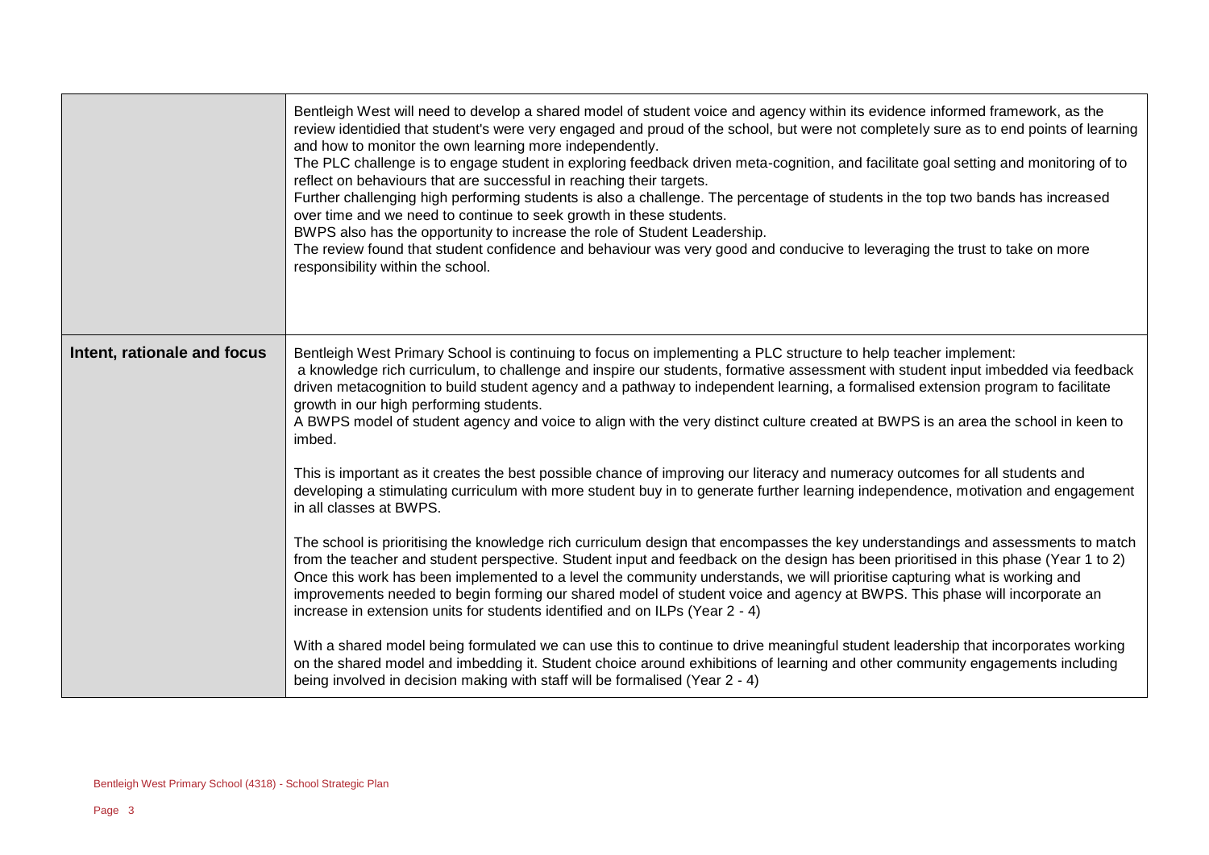| | |
|---|---|
| | Bentleigh West will need to develop a shared model of student voice and agency within its evidence informed framework, as the review identidied that student's were very engaged and proud of the school, but were not completely sure as to end points of learning and how to monitor the own learning more independently.<br>The PLC challenge is to engage student in exploring feedback driven meta-cognition, and facilitate goal setting and monitoring of to reflect on behaviours that are successful in reaching their targets.<br>Further challenging high performing students is also a challenge. The percentage of students in the top two bands has increased over time and we need to continue to seek growth in these students.<br>BWPS also has the opportunity to increase the role of Student Leadership.<br>The review found that student confidence and behaviour was very good and conducive to leveraging the trust to take on more responsibility within the school. |
| **Intent, rationale and focus** | Bentleigh West Primary School is continuing to focus on implementing a PLC structure to help teacher implement:<br>a knowledge rich curriculum, to challenge and inspire our students, formative assessment with student input imbedded via feedback driven metacognition to build student agency and a pathway to independent learning, a formalised extension program to facilitate growth in our high performing students.<br>A BWPS model of student agency and voice to align with the very distinct culture created at BWPS is an area the school in keen to imbed.<br><br>This is important as it creates the best possible chance of improving our literacy and numeracy outcomes for all students and developing a stimulating curriculum with more student buy in to generate further learning independence, motivation and engagement in all classes at BWPS.<br><br>The school is prioritising the knowledge rich curriculum design that encompasses the key understandings and assessments to match from the teacher and student perspective. Student input and feedback on the design has been prioritised in this phase (Year 1 to 2) Once this work has been implemented to a level the community understands, we will prioritise capturing what is working and improvements needed to begin forming our shared model of student voice and agency at BWPS. This phase will incorporate an increase in extension units for students identified and on ILPs (Year 2 - 4)<br><br>With a shared model being formulated we can use this to continue to drive meaningful student leadership that incorporates working on the shared model and imbedding it. Student choice around exhibitions of learning and other community engagements including being involved in decision making with staff will be formalised (Year 2 - 4) |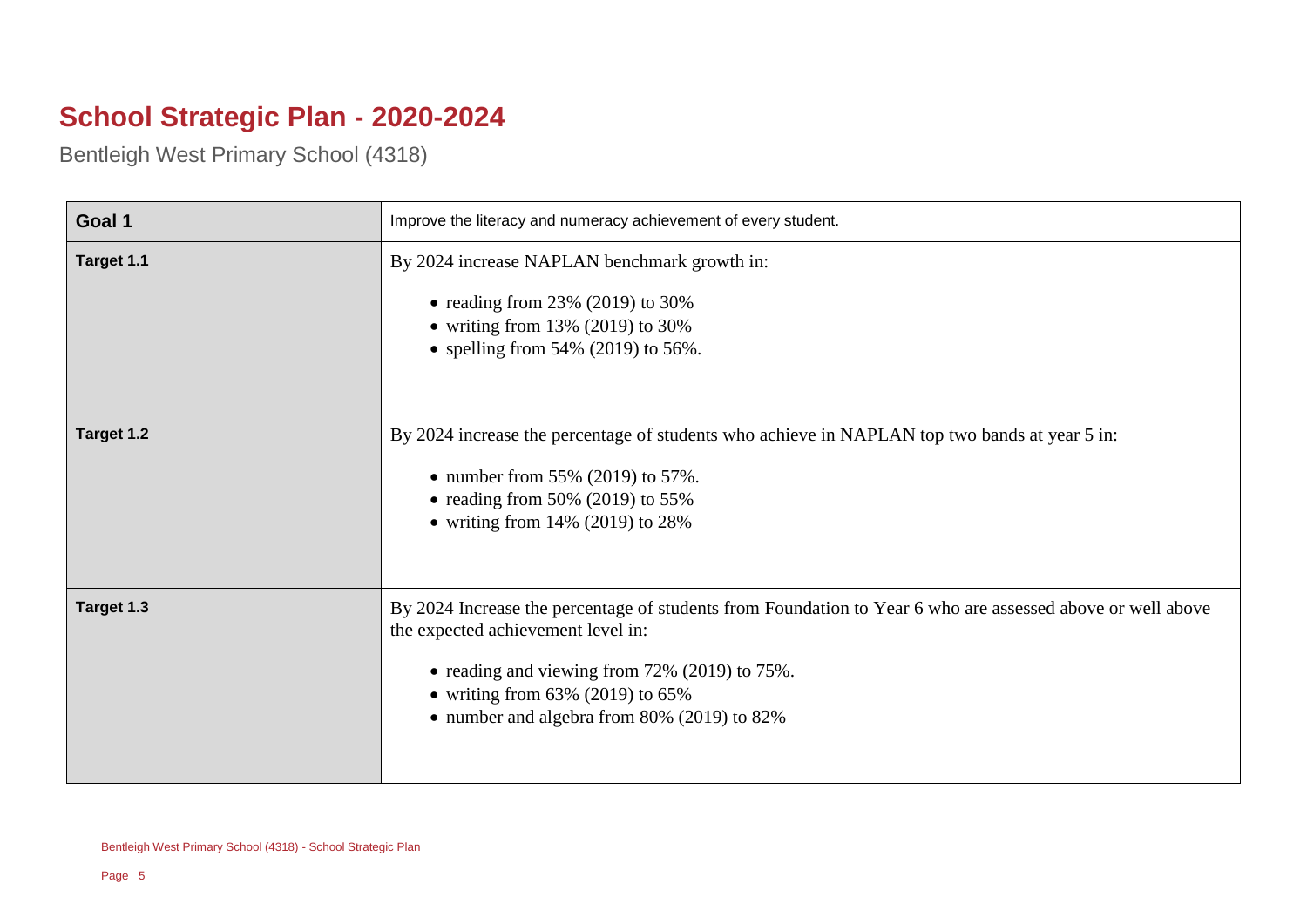# School Strategic Plan - 2020-2024

Bentleigh West Primary School (4318)

| **Goal 1** | Improve the literacy and numeracy achievement of every student. |
| --- | --- |
| **Target 1.1** | By 2024 increase NAPLAN benchmark growth in:<br><br>• reading from 23% (2019) to 30%<br>• writing from 13% (2019) to 30%<br>• spelling from 54% (2019) to 56%. |
| **Target 1.2** | By 2024 increase the percentage of students who achieve in NAPLAN top two bands at year 5 in:<br><br>• number from 55% (2019) to 57%.<br>• reading from 50% (2019) to 55%<br>• writing from 14% (2019) to 28% |
| **Target 1.3** | By 2024 Increase the percentage of students from Foundation to Year 6 who are assessed above or well above the expected achievement level in:<br><br>• reading and viewing from 72% (2019) to 75%.<br>• writing from 63% (2019) to 65%<br>• number and algebra from 80% (2019) to 82% |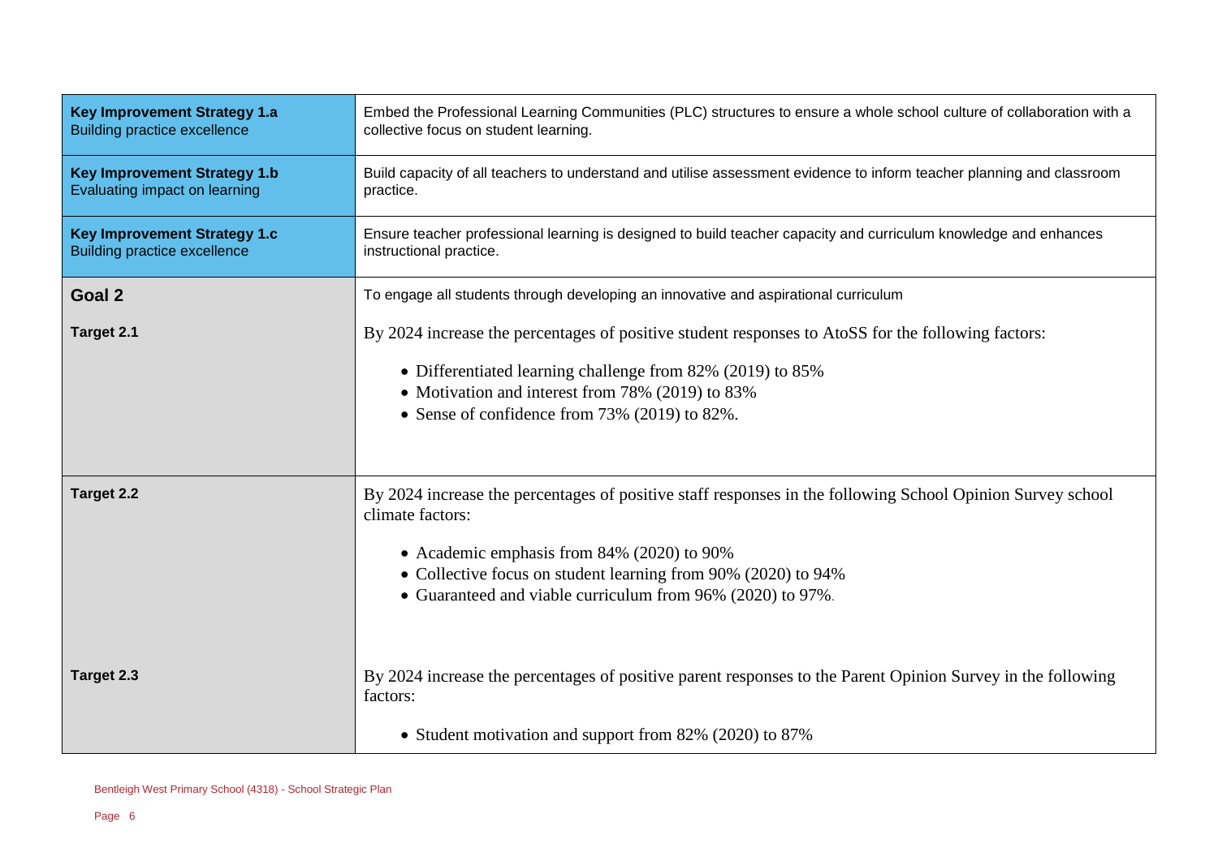| Key Improvement Strategy 1.a<br>Building practice excellence | Embed the Professional Learning Communities (PLC) structures to ensure a whole school culture of collaboration with a collective focus on student learning. |
|---|---|
| **Key Improvement Strategy 1.b**<br>Evaluating impact on learning | Build capacity of all teachers to understand and utilise assessment evidence to inform teacher planning and classroom practice. |
| **Key Improvement Strategy 1.c**<br>Building practice excellence | Ensure teacher professional learning is designed to build teacher capacity and curriculum knowledge and enhances instructional practice. |
| **Goal 2** | To engage all students through developing an innovative and aspirational curriculum |
| **Target 2.1** | By 2024 increase the percentages of positive student responses to AtoSS for the following factors:<br>• Differentiated learning challenge from 82% (2019) to 85%<br>• Motivation and interest from 78% (2019) to 83%<br>• Sense of confidence from 73% (2019) to 82%. |
| **Target 2.2** | By 2024 increase the percentages of positive staff responses in the following School Opinion Survey school climate factors:<br>• Academic emphasis from 84% (2020) to 90%<br>• Collective focus on student learning from 90% (2020) to 94%<br>• Guaranteed and viable curriculum from 96% (2020) to 97%. |
| **Target 2.3** | By 2024 increase the percentages of positive parent responses to the Parent Opinion Survey in the following factors:<br>• Student motivation and support from 82% (2020) to 87% |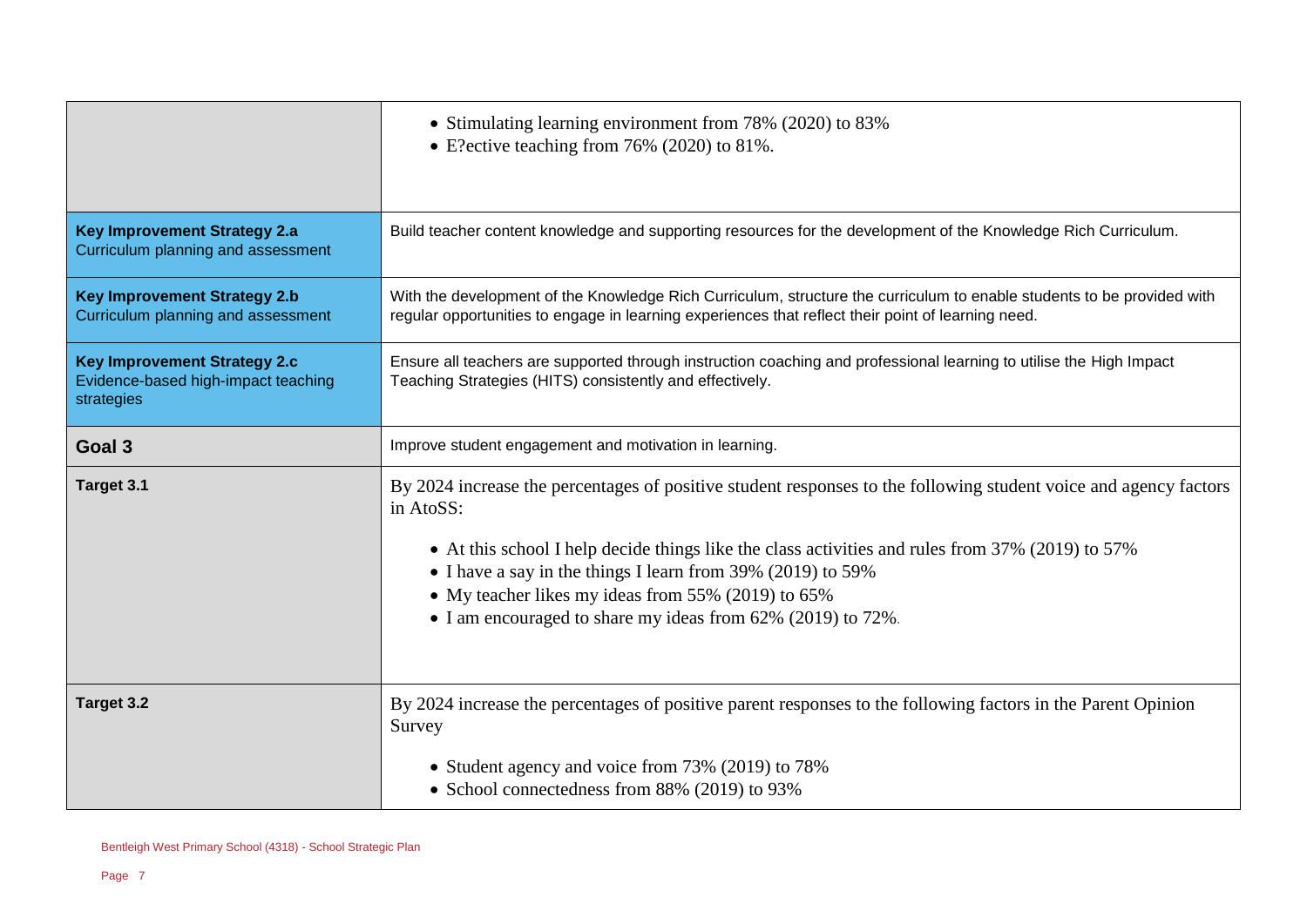| | |
|---|---|
| | • Stimulating learning environment from 78% (2020) to 83%<br>• E?ective teaching from 76% (2020) to 81%. |
| **Key Improvement Strategy 2.a**<br>Curriculum planning and assessment | Build teacher content knowledge and supporting resources for the development of the Knowledge Rich Curriculum. |
| **Key Improvement Strategy 2.b**<br>Curriculum planning and assessment | With the development of the Knowledge Rich Curriculum, structure the curriculum to enable students to be provided with regular opportunities to engage in learning experiences that reflect their point of learning need. |
| **Key Improvement Strategy 2.c**<br>Evidence-based high-impact teaching strategies | Ensure all teachers are supported through instruction coaching and professional learning to utilise the High Impact Teaching Strategies (HITS) consistently and effectively. |
| **Goal 3** | Improve student engagement and motivation in learning. |
| **Target 3.1** | By 2024 increase the percentages of positive student responses to the following student voice and agency factors in AtoSS:<br><br>• At this school I help decide things like the class activities and rules from 37% (2019) to 57%<br>• I have a say in the things I learn from 39% (2019) to 59%<br>• My teacher likes my ideas from 55% (2019) to 65%<br>• I am encouraged to share my ideas from 62% (2019) to 72%. |
| **Target 3.2** | By 2024 increase the percentages of positive parent responses to the following factors in the Parent Opinion Survey<br><br>• Student agency and voice from 73% (2019) to 78%<br>• School connectedness from 88% (2019) to 93% |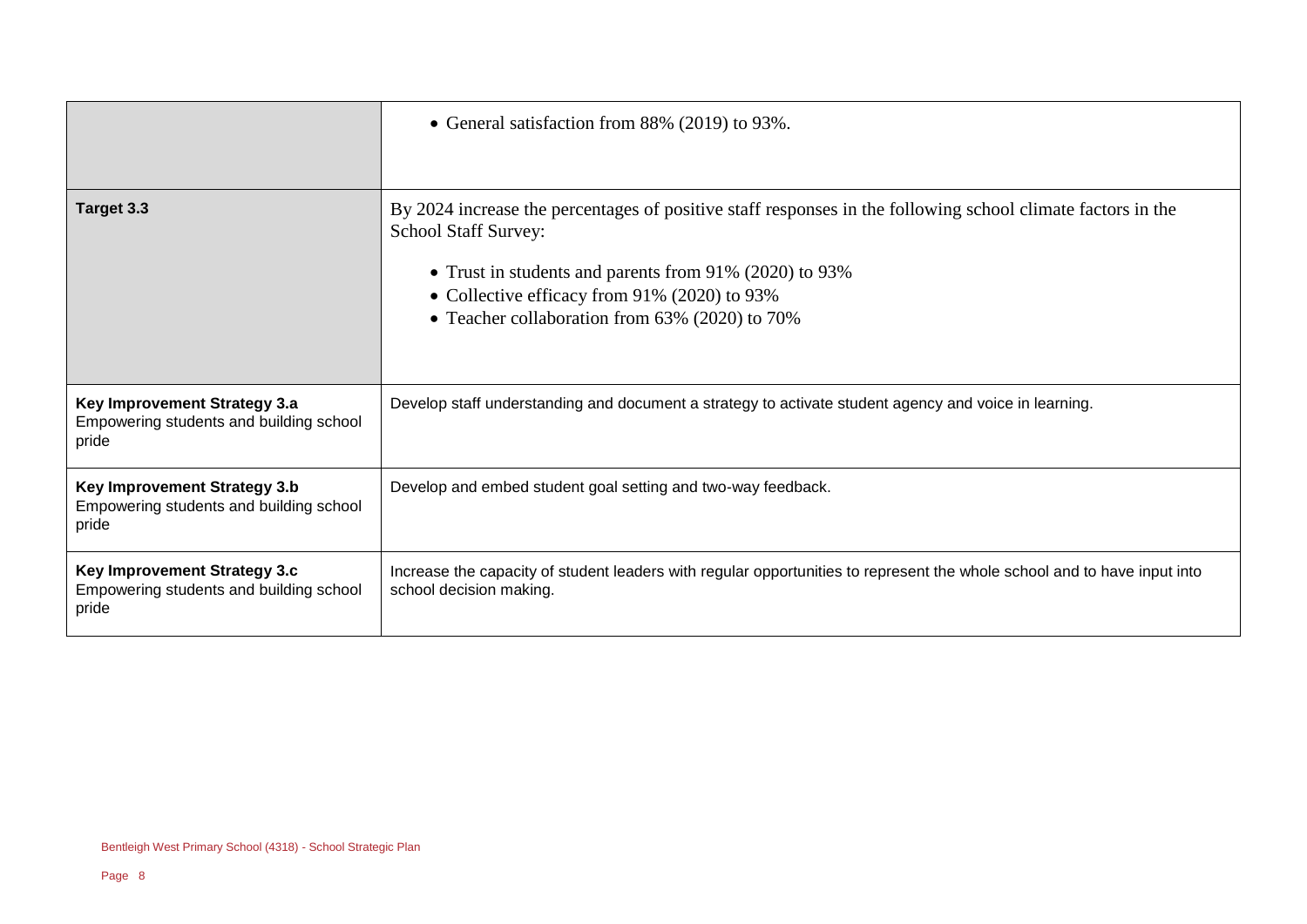| | |
|---|---|
| | • General satisfaction from 88% (2019) to 93%. |
| **Target 3.3** | By 2024 increase the percentages of positive staff responses in the following school climate factors in the School Staff Survey:<br><br>• Trust in students and parents from 91% (2020) to 93%<br>• Collective efficacy from 91% (2020) to 93%<br>• Teacher collaboration from 63% (2020) to 70% |
| **Key Improvement Strategy 3.a**<br>Empowering students and building school pride | Develop staff understanding and document a strategy to activate student agency and voice in learning. |
| **Key Improvement Strategy 3.b**<br>Empowering students and building school pride | Develop and embed student goal setting and two-way feedback. |
| **Key Improvement Strategy 3.c**<br>Empowering students and building school pride | Increase the capacity of student leaders with regular opportunities to represent the whole school and to have input into school decision making. |